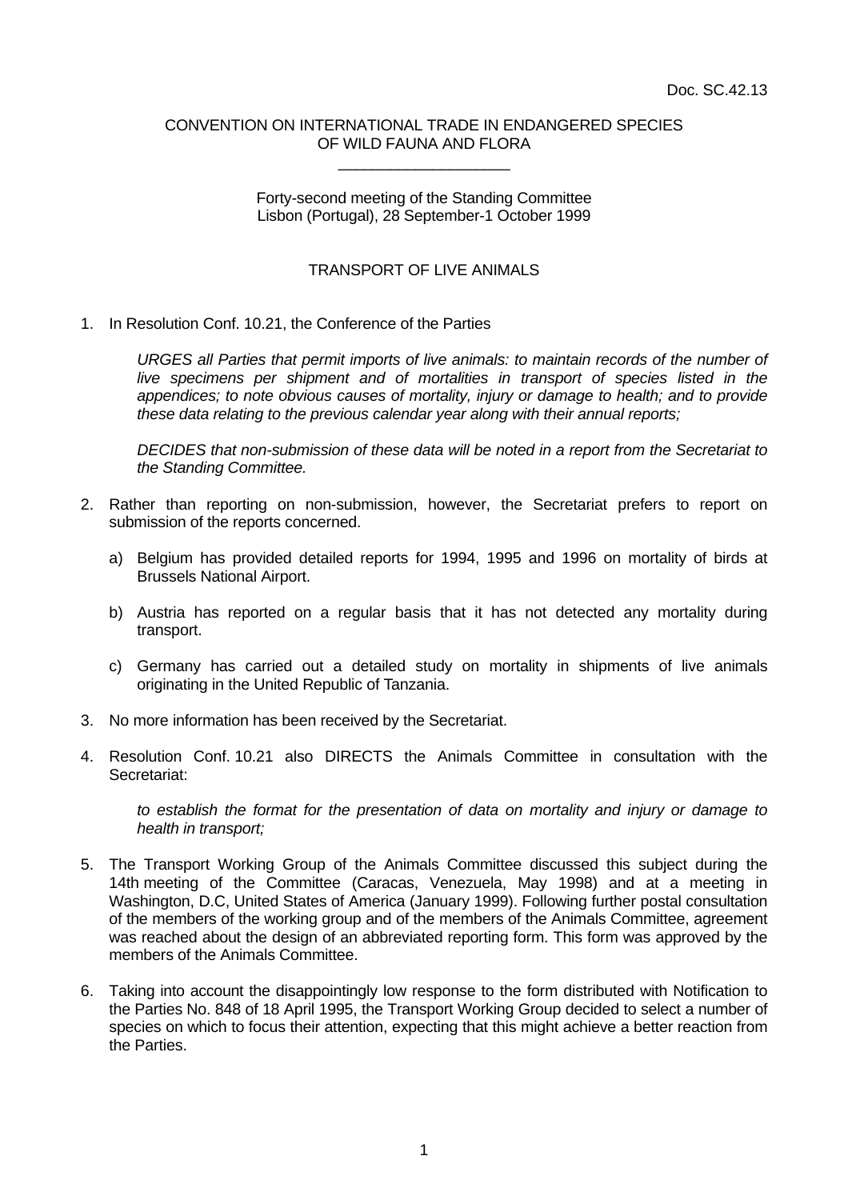Doc. SC.42.13

CONVENTION ON INTERNATIONAL TRADE IN ENDANGERED SPECIES
OF WILD FAUNA AND FLORA

____________________

Forty-second meeting of the Standing Committee
Lisbon (Portugal), 28 September-1 October 1999

## TRANSPORT OF LIVE ANIMALS

1. In Resolution Conf. 10.21, the Conference of the Parties

   *URGES all Parties that permit imports of live animals: to maintain records of the number of live specimens per shipment and of mortalities in transport of species listed in the appendices; to note obvious causes of mortality, injury or damage to health; and to provide these data relating to the previous calendar year along with their annual reports;*

   *DECIDES that non-submission of these data will be noted in a report from the Secretariat to the Standing Committee.*

2. Rather than reporting on non-submission, however, the Secretariat prefers to report on submission of the reports concerned.

   a) Belgium has provided detailed reports for 1994, 1995 and 1996 on mortality of birds at Brussels National Airport.

   b) Austria has reported on a regular basis that it has not detected any mortality during transport.

   c) Germany has carried out a detailed study on mortality in shipments of live animals originating in the United Republic of Tanzania.

3. No more information has been received by the Secretariat.

4. Resolution Conf. 10.21 also DIRECTS the Animals Committee in consultation with the Secretariat:

   *to establish the format for the presentation of data on mortality and injury or damage to health in transport;*

5. The Transport Working Group of the Animals Committee discussed this subject during the 14th meeting of the Committee (Caracas, Venezuela, May 1998) and at a meeting in Washington, D.C, United States of America (January 1999). Following further postal consultation of the members of the working group and of the members of the Animals Committee, agreement was reached about the design of an abbreviated reporting form. This form was approved by the members of the Animals Committee.

6. Taking into account the disappointingly low response to the form distributed with Notification to the Parties No. 848 of 18 April 1995, the Transport Working Group decided to select a number of species on which to focus their attention, expecting that this might achieve a better reaction from the Parties.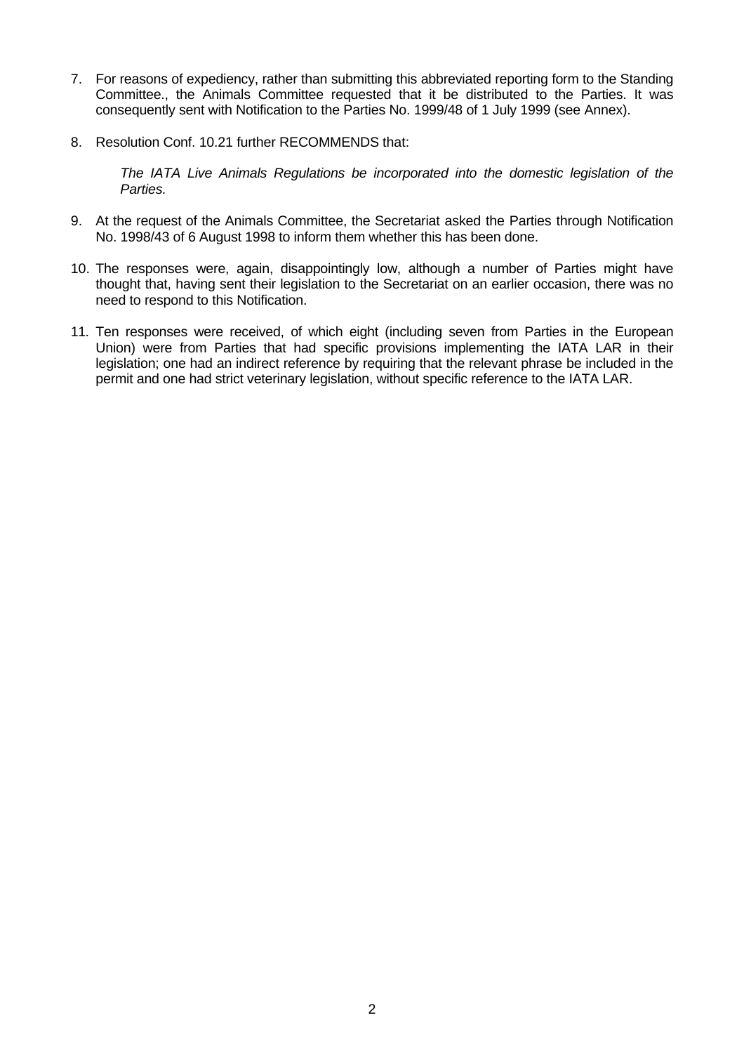7. For reasons of expediency, rather than submitting this abbreviated reporting form to the Standing Committee., the Animals Committee requested that it be distributed to the Parties. It was consequently sent with Notification to the Parties No. 1999/48 of 1 July 1999 (see Annex).

8. Resolution Conf. 10.21 further RECOMMENDS that:

   *The IATA Live Animals Regulations be incorporated into the domestic legislation of the Parties.*

9. At the request of the Animals Committee, the Secretariat asked the Parties through Notification No. 1998/43 of 6 August 1998 to inform them whether this has been done.

10. The responses were, again, disappointingly low, although a number of Parties might have thought that, having sent their legislation to the Secretariat on an earlier occasion, there was no need to respond to this Notification.

11. Ten responses were received, of which eight (including seven from Parties in the European Union) were from Parties that had specific provisions implementing the IATA LAR in their legislation; one had an indirect reference by requiring that the relevant phrase be included in the permit and one had strict veterinary legislation, without specific reference to the IATA LAR.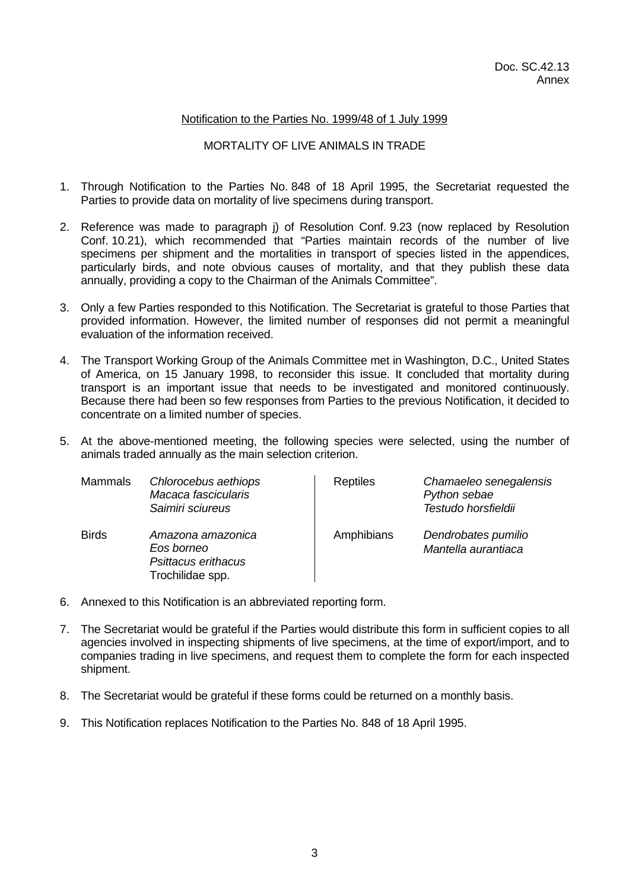Doc. SC.42.13
Annex

Notification to the Parties No. 1999/48 of 1 July 1999

MORTALITY OF LIVE ANIMALS IN TRADE

1. Through Notification to the Parties No. 848 of 18 April 1995, the Secretariat requested the Parties to provide data on mortality of live specimens during transport.

2. Reference was made to paragraph j) of Resolution Conf. 9.23 (now replaced by Resolution Conf. 10.21), which recommended that "Parties maintain records of the number of live specimens per shipment and the mortalities in transport of species listed in the appendices, particularly birds, and note obvious causes of mortality, and that they publish these data annually, providing a copy to the Chairman of the Animals Committee".

3. Only a few Parties responded to this Notification. The Secretariat is grateful to those Parties that provided information. However, the limited number of responses did not permit a meaningful evaluation of the information received.

4. The Transport Working Group of the Animals Committee met in Washington, D.C., United States of America, on 15 January 1998, to reconsider this issue. It concluded that mortality during transport is an important issue that needs to be investigated and monitored continuously. Because there had been so few responses from Parties to the previous Notification, it decided to concentrate on a limited number of species.

5. At the above-mentioned meeting, the following species were selected, using the number of animals traded annually as the main selection criterion.

| | | | |
|---|---|---|---|
| Mammals | *Chlorocebus aethiops*<br>*Macaca fascicularis*<br>*Saimiri sciureus* | Reptiles | *Chamaeleo senegalensis*<br>*Python sebae*<br>*Testudo horsfieldii* |
| Birds | *Amazona amazonica*<br>*Eos borneo*<br>*Psittacus erithacus*<br>Trochilidae spp. | Amphibians | *Dendrobates pumilio*<br>*Mantella aurantiaca* |

6. Annexed to this Notification is an abbreviated reporting form.

7. The Secretariat would be grateful if the Parties would distribute this form in sufficient copies to all agencies involved in inspecting shipments of live specimens, at the time of export/import, and to companies trading in live specimens, and request them to complete the form for each inspected shipment.

8. The Secretariat would be grateful if these forms could be returned on a monthly basis.

9. This Notification replaces Notification to the Parties No. 848 of 18 April 1995.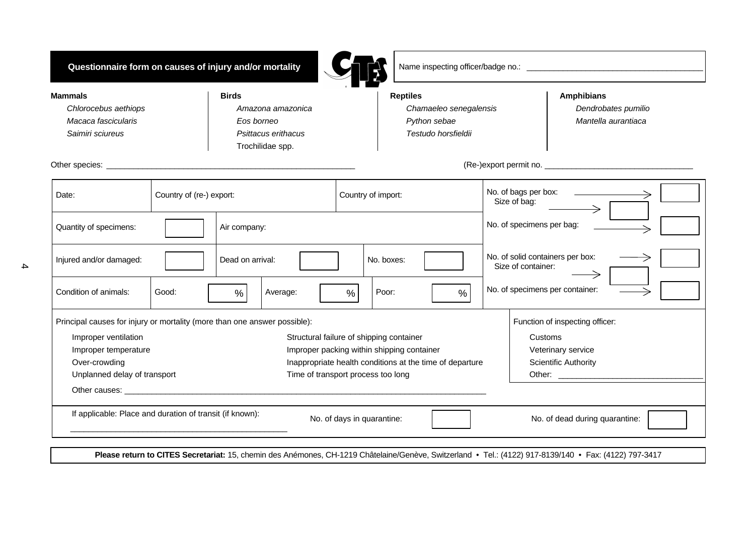## Questionnaire form on causes of injury and/or mortality

Name inspecting officer/badge no.: ______________________________________

**Mammals**

*Chlorocebus aethiops*
*Macaca fascicularis*
*Saimiri sciureus*

**Birds**

*Amazona amazonica*
*Eos borneo*
*Psittacus erithacus*
Trochilidae spp.

**Reptiles**

*Chamaeleo senegalensis*
*Python sebae*
*Testudo horsfieldii*

**Amphibians**

*Dendrobates pumilio*
*Mantella aurantiaca*

Other species: ________________________________________________________

(Re-)export permit no. ________________________________

| | | | | | | | |
|---|---|---|---|---|---|---|---|
| Date: | Country of (re-) export: | | | Country of import: | | | No. of bags per box: → ☐ Size of bag: → ☐ |
| Quantity of specimens: | ☐ | Air company: | | | | | No. of specimens per bag: → ☐ |
| Injured and/or damaged: | ☐ | Dead on arrival: | ☐ | No. boxes: | ☐ | | No. of solid containers per box: → ☐ Size of container: → ☐ |
| Condition of animals: | Good: ☐ % | Average: ☐ % | | Poor: ☐ % | | | No. of specimens per container: → ☐ |

Principal causes for injury or mortality (more than one answer possible):

- Improper ventilation
- Improper temperature
- Over-crowding
- Unplanned delay of transport
- Structural failure of shipping container
- Improper packing within shipping container
- Inappropriate health conditions at the time of departure
- Time of transport process too long

Other causes: ______________________________________________________________________________

Function of inspecting officer:

- Customs
- Veterinary service
- Scientific Authority
- Other: ______________________________

If applicable: Place and duration of transit (if known): ________________________________________________

No. of days in quarantine: ☐

No. of dead during quarantine: ☐

**Please return to CITES Secretariat:** 15, chemin des Anémones, CH-1219 Châtelaine/Genève, Switzerland • Tel.: (4122) 917-8139/140 • Fax: (4122) 797-3417